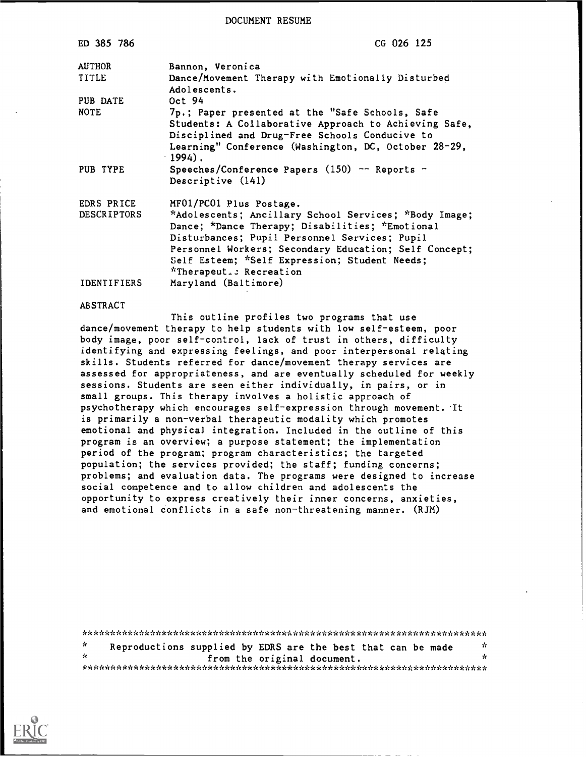DOCUMENT RESUME

| | |
|---|---|
| ED 385 786 | CG 026 125 |
| AUTHOR | Bannon, Veronica |
| TITLE | Dance/Movement Therapy with Emotionally Disturbed Adolescents. |
| PUB DATE | Oct 94 |
| NOTE | 7p.; Paper presented at the "Safe Schools, Safe Students: A Collaborative Approach to Achieving Safe, Disciplined and Drug-Free Schools Conducive to Learning" Conference (Washington, DC, October 28-29, 1994). |
| PUB TYPE | Speeches/Conference Papers (150) -- Reports - Descriptive (141) |
| EDRS PRICE | MF01/PC01 Plus Postage. |
| DESCRIPTORS | *Adolescents; Ancillary School Services; *Body Image; Dance; *Dance Therapy; Disabilities; *Emotional Disturbances; Pupil Personnel Services; Pupil Personnel Workers; Secondary Education; Self Concept; Self Esteem; *Self Expression; Student Needs; *Therapeut.: Recreation |
| IDENTIFIERS | Maryland (Baltimore) |

ABSTRACT

This outline profiles two programs that use dance/movement therapy to help students with low self-esteem, poor body image, poor self-control, lack of trust in others, difficulty identifying and expressing feelings, and poor interpersonal relating skills. Students referred for dance/movement therapy services are assessed for appropriateness, and are eventually scheduled for weekly sessions. Students are seen either individually, in pairs, or in small groups. This therapy involves a holistic approach of psychotherapy which encourages self-expression through movement. It is primarily a non-verbal therapeutic modality which promotes emotional and physical integration. Included in the outline of this program is an overview; a purpose statement; the implementation period of the program; program characteristics; the targeted population; the services provided; the staff; funding concerns; problems; and evaluation data. The programs were designed to increase social competence and to allow children and adolescents the opportunity to express creatively their inner concerns, anxieties, and emotional conflicts in a safe non-threatening manner. (RJM)

***********************************************************************
* Reproductions supplied by EDRS are the best that can be made *
* from the original document. *
***********************************************************************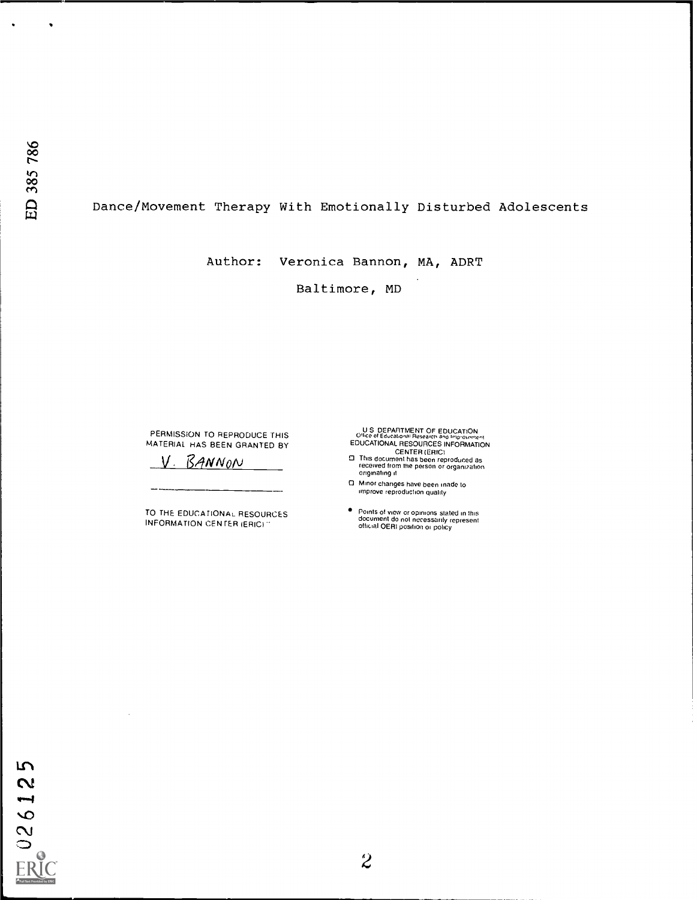ED 385 786

# Dance/Movement Therapy With Emotionally Disturbed Adolescents

Author: Veronica Bannon, MA, ADRT

Baltimore, MD

PERMISSION TO REPRODUCE THIS MATERIAL HAS BEEN GRANTED BY

V. BANNON

TO THE EDUCATIONAL RESOURCES INFORMATION CENTER (ERIC)

U.S. DEPARTMENT OF EDUCATION
Office of Educational Research and Improvement
EDUCATIONAL RESOURCES INFORMATION CENTER (ERIC)

- This document has been reproduced as received from the person or organization originating it
- Minor changes have been made to improve reproduction quality
- Points of view or opinions stated in this document do not necessarily represent official OERI position or policy

026125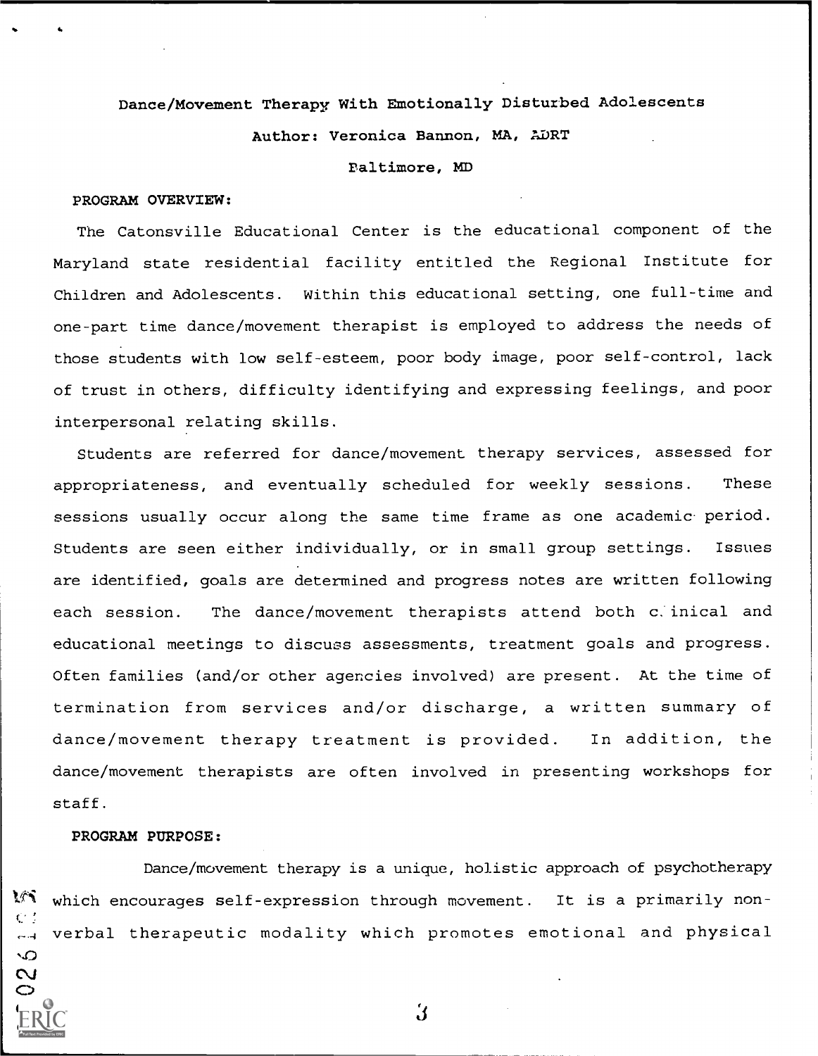# Dance/Movement Therapy With Emotionally Disturbed Adolescents

Author: Veronica Bannon, MA, ADRT

Baltimore, MD

**PROGRAM OVERVIEW:**

The Catonsville Educational Center is the educational component of the Maryland state residential facility entitled the Regional Institute for Children and Adolescents. Within this educational setting, one full-time and one-part time dance/movement therapist is employed to address the needs of those students with low self-esteem, poor body image, poor self-control, lack of trust in others, difficulty identifying and expressing feelings, and poor interpersonal relating skills.

Students are referred for dance/movement therapy services, assessed for appropriateness, and eventually scheduled for weekly sessions. These sessions usually occur along the same time frame as one academic period. Students are seen either individually, or in small group settings. Issues are identified, goals are determined and progress notes are written following each session. The dance/movement therapists attend both clinical and educational meetings to discuss assessments, treatment goals and progress. Often families (and/or other agencies involved) are present. At the time of termination from services and/or discharge, a written summary of dance/movement therapy treatment is provided. In addition, the dance/movement therapists are often involved in presenting workshops for staff.

**PROGRAM PURPOSE:**

Dance/movement therapy is a unique, holistic approach of psychotherapy which encourages self-expression through movement. It is a primarily non-verbal therapeutic modality which promotes emotional and physical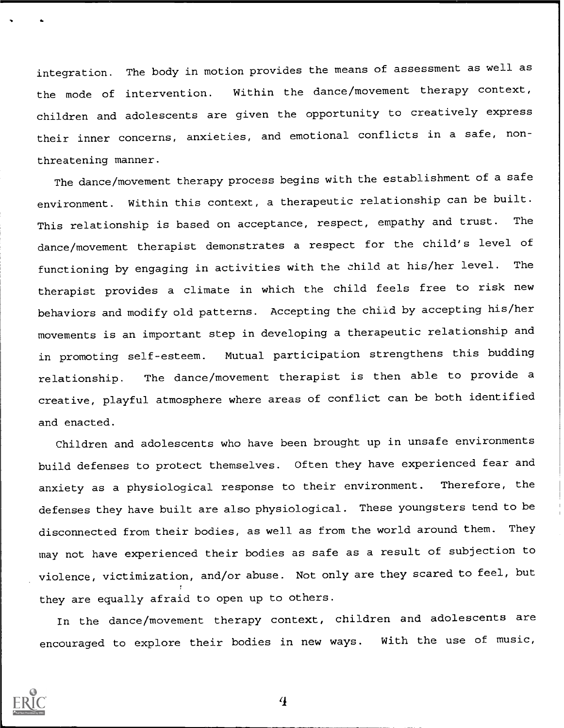integration. The body in motion provides the means of assessment as well as the mode of intervention. Within the dance/movement therapy context, children and adolescents are given the opportunity to creatively express their inner concerns, anxieties, and emotional conflicts in a safe, non-threatening manner.

The dance/movement therapy process begins with the establishment of a safe environment. Within this context, a therapeutic relationship can be built. This relationship is based on acceptance, respect, empathy and trust. The dance/movement therapist demonstrates a respect for the child's level of functioning by engaging in activities with the child at his/her level. The therapist provides a climate in which the child feels free to risk new behaviors and modify old patterns. Accepting the child by accepting his/her movements is an important step in developing a therapeutic relationship and in promoting self-esteem. Mutual participation strengthens this budding relationship. The dance/movement therapist is then able to provide a creative, playful atmosphere where areas of conflict can be both identified and enacted.

Children and adolescents who have been brought up in unsafe environments build defenses to protect themselves. Often they have experienced fear and anxiety as a physiological response to their environment. Therefore, the defenses they have built are also physiological. These youngsters tend to be disconnected from their bodies, as well as from the world around them. They may not have experienced their bodies as safe as a result of subjection to violence, victimization, and/or abuse. Not only are they scared to feel, but they are equally afraid to open up to others.

In the dance/movement therapy context, children and adolescents are encouraged to explore their bodies in new ways. With the use of music,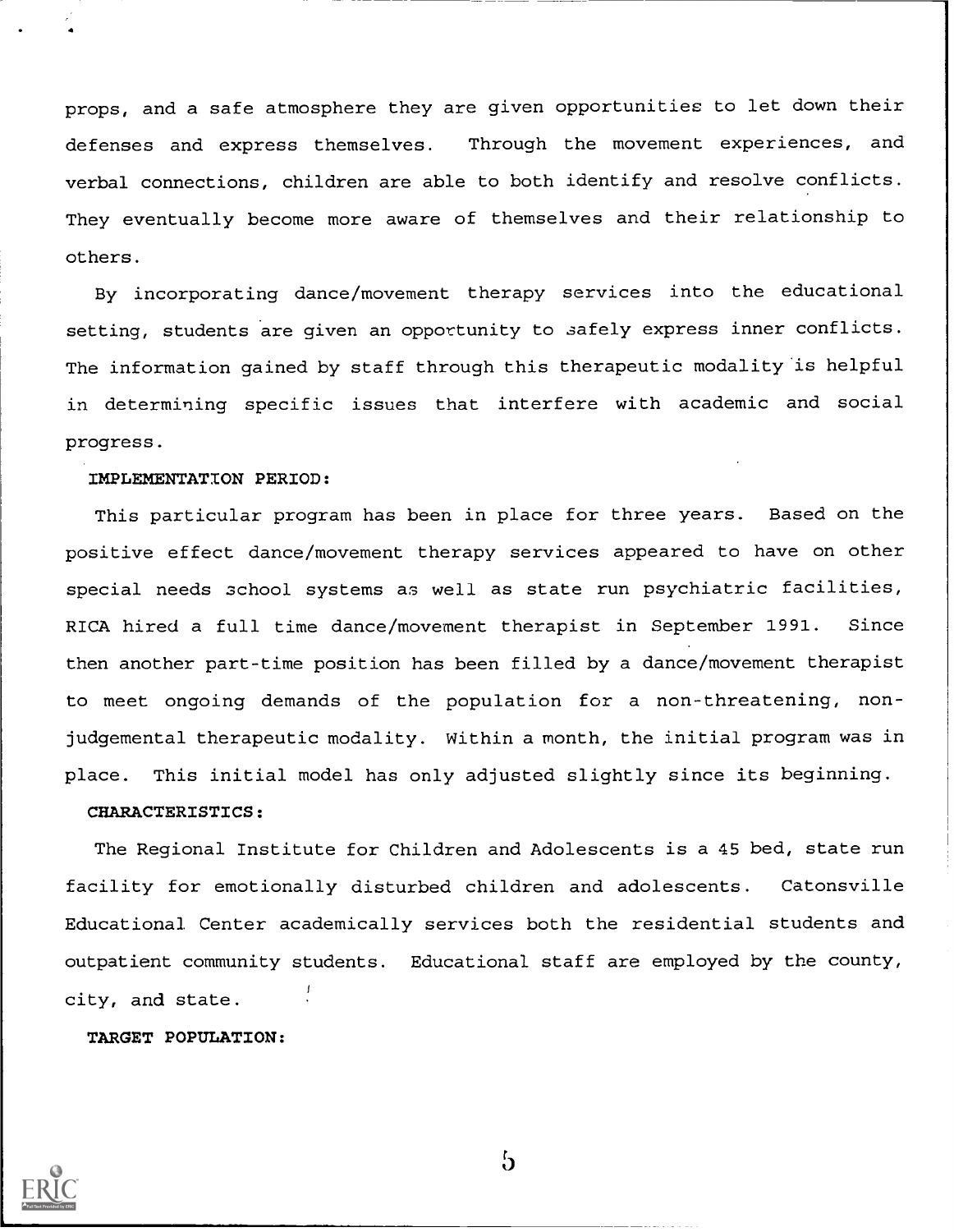props, and a safe atmosphere they are given opportunities to let down their defenses and express themselves. Through the movement experiences, and verbal connections, children are able to both identify and resolve conflicts. They eventually become more aware of themselves and their relationship to others.

By incorporating dance/movement therapy services into the educational setting, students are given an opportunity to safely express inner conflicts. The information gained by staff through this therapeutic modality is helpful in determining specific issues that interfere with academic and social progress.

IMPLEMENTATION PERIOD:

This particular program has been in place for three years. Based on the positive effect dance/movement therapy services appeared to have on other special needs school systems as well as state run psychiatric facilities, RICA hired a full time dance/movement therapist in September 1991. Since then another part-time position has been filled by a dance/movement therapist to meet ongoing demands of the population for a non-threatening, non-judgemental therapeutic modality. Within a month, the initial program was in place. This initial model has only adjusted slightly since its beginning.

**CHARACTERISTICS:**

The Regional Institute for Children and Adolescents is a 45 bed, state run facility for emotionally disturbed children and adolescents. Catonsville Educational Center academically services both the residential students and outpatient community students. Educational staff are employed by the county, city, and state.

**TARGET POPULATION:**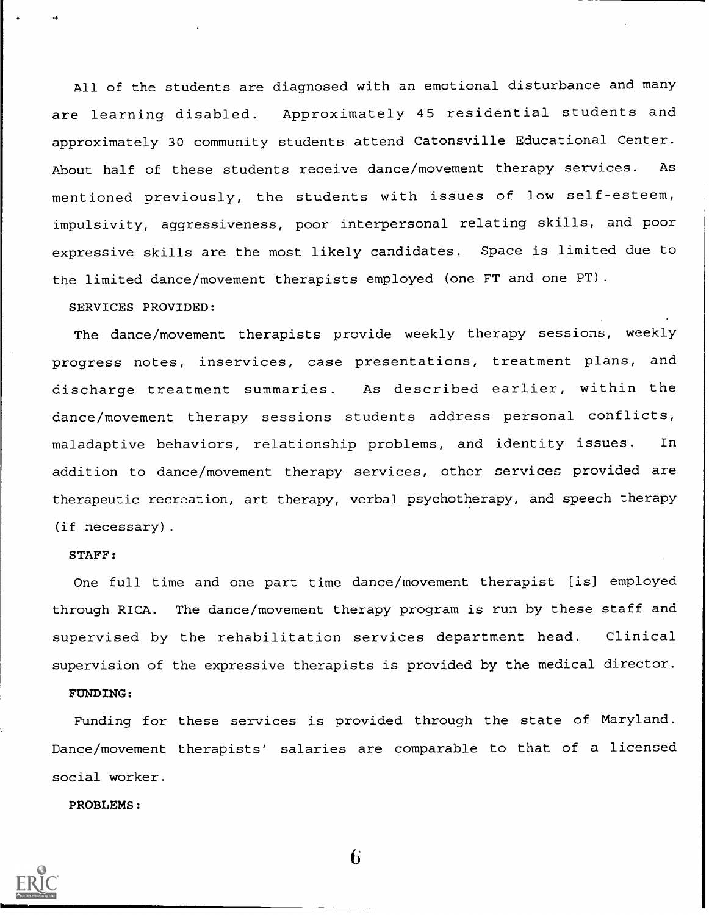All of the students are diagnosed with an emotional disturbance and many are learning disabled. Approximately 45 residential students and approximately 30 community students attend Catonsville Educational Center. About half of these students receive dance/movement therapy services. As mentioned previously, the students with issues of low self-esteem, impulsivity, aggressiveness, poor interpersonal relating skills, and poor expressive skills are the most likely candidates. Space is limited due to the limited dance/movement therapists employed (one FT and one PT).

SERVICES PROVIDED:

The dance/movement therapists provide weekly therapy sessions, weekly progress notes, inservices, case presentations, treatment plans, and discharge treatment summaries. As described earlier, within the dance/movement therapy sessions students address personal conflicts, maladaptive behaviors, relationship problems, and identity issues. In addition to dance/movement therapy services, other services provided are therapeutic recreation, art therapy, verbal psychotherapy, and speech therapy (if necessary).

**STAFF:**

One full time and one part time dance/movement therapist [is] employed through RICA. The dance/movement therapy program is run by these staff and supervised by the rehabilitation services department head. Clinical supervision of the expressive therapists is provided by the medical director.

**FUNDING:**

Funding for these services is provided through the state of Maryland. Dance/movement therapists' salaries are comparable to that of a licensed social worker.

**PROBLEMS:**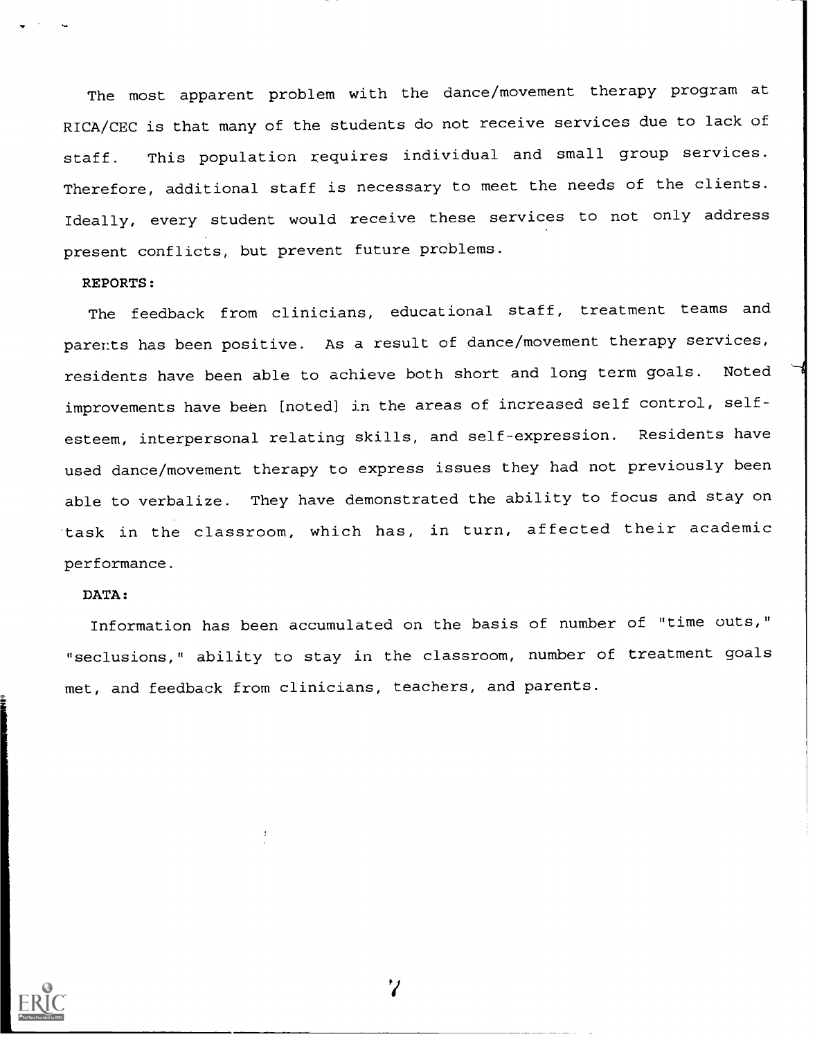The most apparent problem with the dance/movement therapy program at RICA/CEC is that many of the students do not receive services due to lack of staff. This population requires individual and small group services. Therefore, additional staff is necessary to meet the needs of the clients. Ideally, every student would receive these services to not only address present conflicts, but prevent future problems.

**REPORTS:**

The feedback from clinicians, educational staff, treatment teams and parents has been positive. As a result of dance/movement therapy services, residents have been able to achieve both short and long term goals. Noted improvements have been [noted] in the areas of increased self control, self-esteem, interpersonal relating skills, and self-expression. Residents have used dance/movement therapy to express issues they had not previously been able to verbalize. They have demonstrated the ability to focus and stay on task in the classroom, which has, in turn, affected their academic performance.

**DATA:**

Information has been accumulated on the basis of number of "time outs," "seclusions," ability to stay in the classroom, number of treatment goals met, and feedback from clinicians, teachers, and parents.